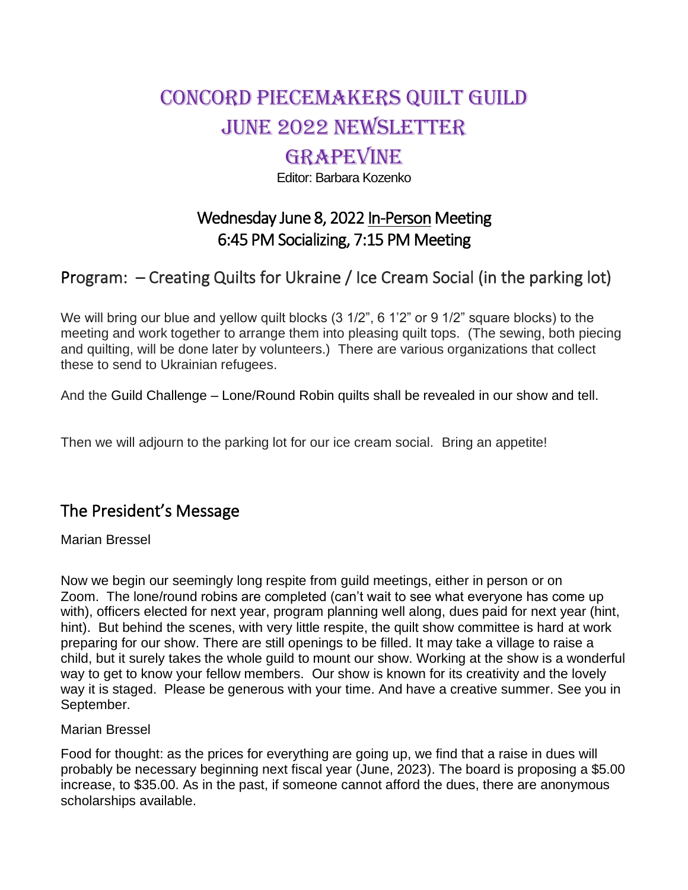# Concord Piecemakers Quilt Guild
# June 2022 Newsletter
# Grapevine

Editor: Barbara Kozenko

## Wednesday June 8, 2022 In-Person Meeting
## 6:45 PM Socializing, 7:15 PM Meeting

## Program: – Creating Quilts for Ukraine / Ice Cream Social (in the parking lot)

We will bring our blue and yellow quilt blocks (3 1/2", 6 1'2" or 9 1/2" square blocks) to the meeting and work together to arrange them into pleasing quilt tops. (The sewing, both piecing and quilting, will be done later by volunteers.) There are various organizations that collect these to send to Ukrainian refugees.

And the Guild Challenge – Lone/Round Robin quilts shall be revealed in our show and tell.

Then we will adjourn to the parking lot for our ice cream social. Bring an appetite!

## The President's Message

Marian Bressel

Now we begin our seemingly long respite from guild meetings, either in person or on Zoom. The lone/round robins are completed (can't wait to see what everyone has come up with), officers elected for next year, program planning well along, dues paid for next year (hint, hint). But behind the scenes, with very little respite, the quilt show committee is hard at work preparing for our show. There are still openings to be filled. It may take a village to raise a child, but it surely takes the whole guild to mount our show. Working at the show is a wonderful way to get to know your fellow members. Our show is known for its creativity and the lovely way it is staged. Please be generous with your time. And have a creative summer. See you in September.

Marian Bressel

Food for thought: as the prices for everything are going up, we find that a raise in dues will probably be necessary beginning next fiscal year (June, 2023). The board is proposing a $5.00 increase, to $35.00. As in the past, if someone cannot afford the dues, there are anonymous scholarships available.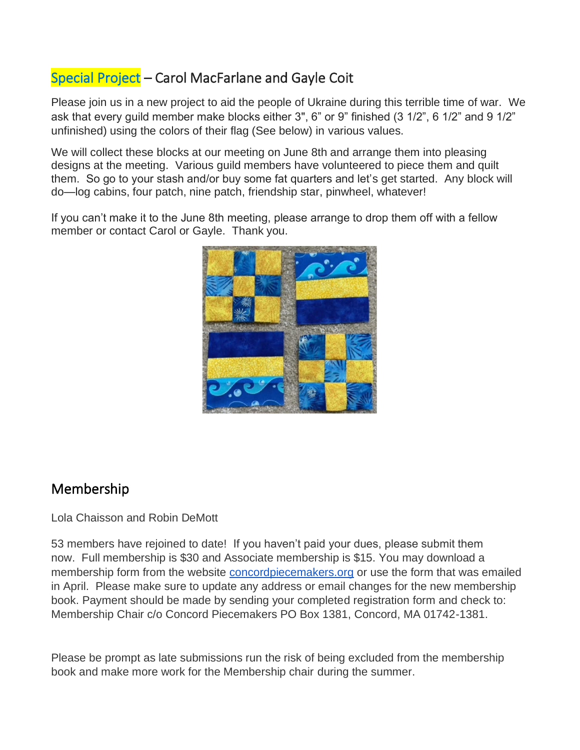## Special Project – Carol MacFarlane and Gayle Coit

Please join us in a new project to aid the people of Ukraine during this terrible time of war. We ask that every guild member make blocks either 3", 6” or 9” finished (3 1/2”, 6 1/2” and 9 1/2” unfinished) using the colors of their flag (See below) in various values.

We will collect these blocks at our meeting on June 8th and arrange them into pleasing designs at the meeting. Various guild members have volunteered to piece them and quilt them. So go to your stash and/or buy some fat quarters and let’s get started. Any block will do—log cabins, four patch, nine patch, friendship star, pinwheel, whatever!

If you can’t make it to the June 8th meeting, please arrange to drop them off with a fellow member or contact Carol or Gayle. Thank you.

## Membership

Lola Chaisson and Robin DeMott

53 members have rejoined to date! If you haven’t paid your dues, please submit them now. Full membership is $30 and Associate membership is $15. You may download a membership form from the website [concordpiecemakers.org](concordpiecemakers.org) or use the form that was emailed in April. Please make sure to update any address or email changes for the new membership book. Payment should be made by sending your completed registration form and check to: Membership Chair c/o Concord Piecemakers PO Box 1381, Concord, MA 01742-1381.

Please be prompt as late submissions run the risk of being excluded from the membership book and make more work for the Membership chair during the summer.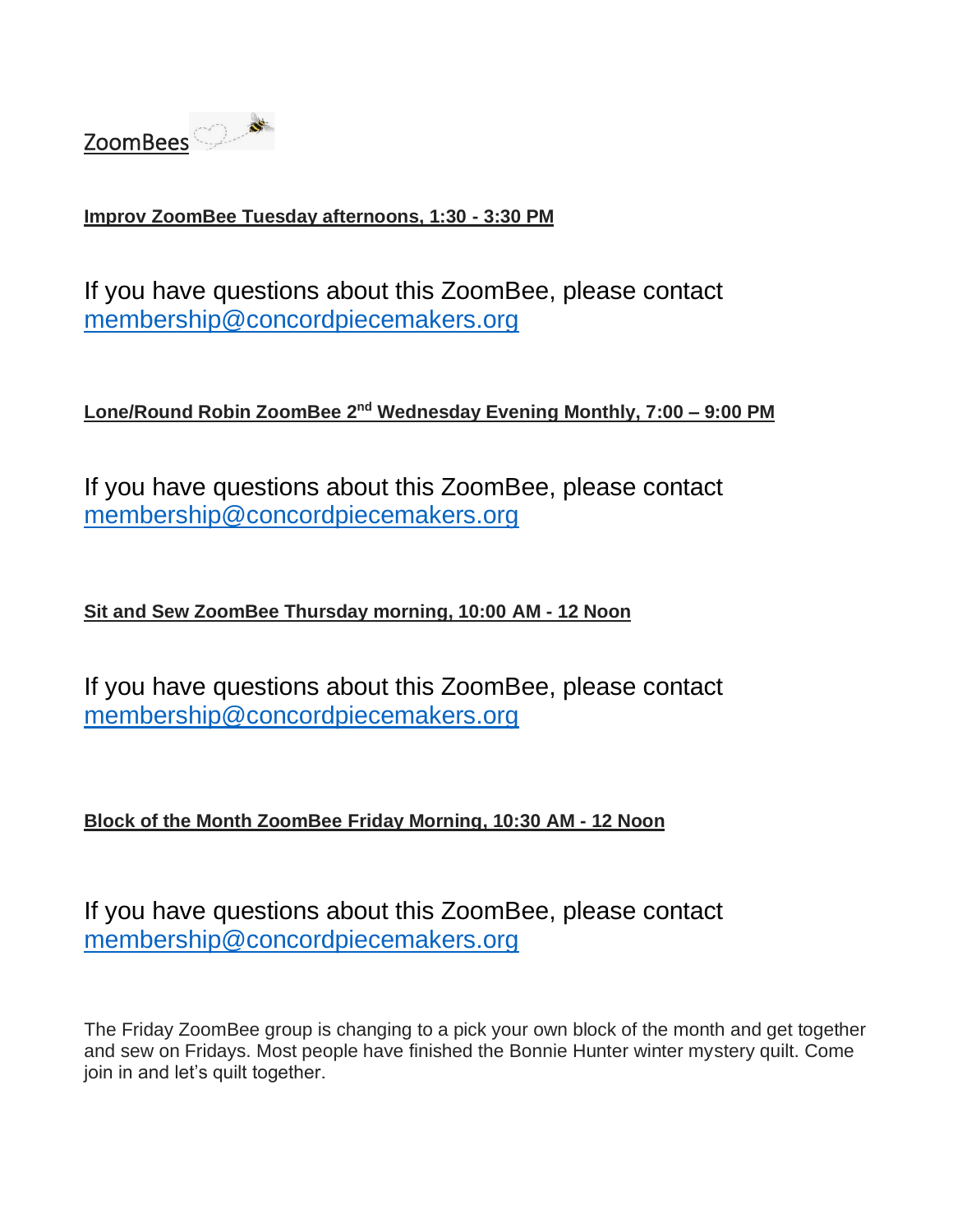# ZoomBees

**Improv ZoomBee Tuesday afternoons, 1:30 - 3:30 PM**

If you have questions about this ZoomBee, please contact membership@concordpiecemakers.org

**Lone/Round Robin ZoomBee 2nd Wednesday Evening Monthly, 7:00 – 9:00 PM**

If you have questions about this ZoomBee, please contact membership@concordpiecemakers.org

**Sit and Sew ZoomBee Thursday morning, 10:00 AM - 12 Noon**

If you have questions about this ZoomBee, please contact membership@concordpiecemakers.org

**Block of the Month ZoomBee Friday Morning, 10:30 AM - 12 Noon**

If you have questions about this ZoomBee, please contact membership@concordpiecemakers.org

The Friday ZoomBee group is changing to a pick your own block of the month and get together and sew on Fridays. Most people have finished the Bonnie Hunter winter mystery quilt. Come join in and let's quilt together.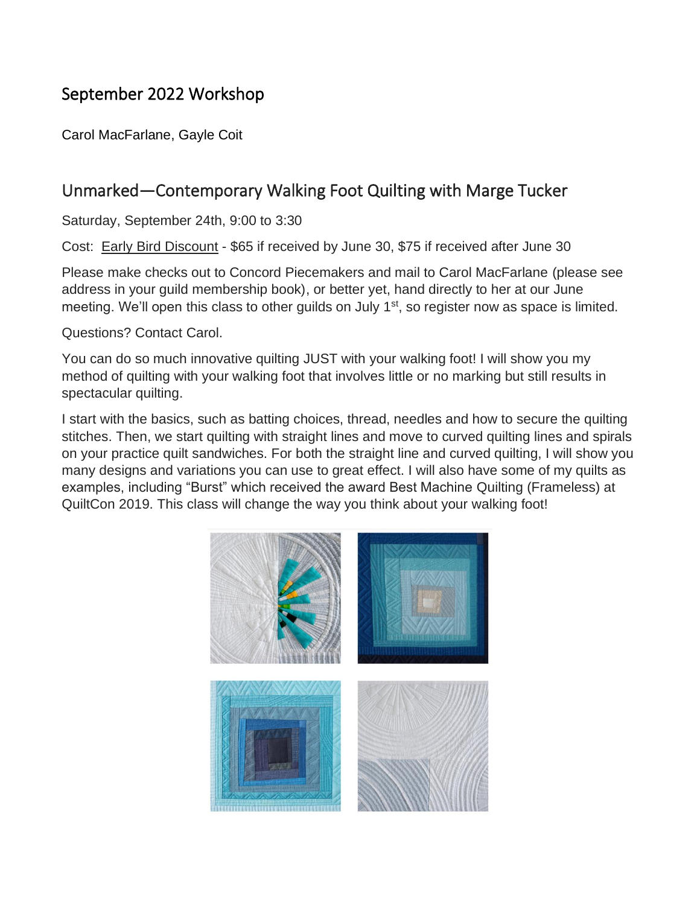## September 2022 Workshop

Carol MacFarlane, Gayle Coit

## Unmarked—Contemporary Walking Foot Quilting with Marge Tucker

Saturday, September 24th, 9:00 to 3:30

Cost: Early Bird Discount - $65 if received by June 30, $75 if received after June 30

Please make checks out to Concord Piecemakers and mail to Carol MacFarlane (please see address in your guild membership book), or better yet, hand directly to her at our June meeting. We'll open this class to other guilds on July 1st, so register now as space is limited.

Questions? Contact Carol.

You can do so much innovative quilting JUST with your walking foot! I will show you my method of quilting with your walking foot that involves little or no marking but still results in spectacular quilting.

I start with the basics, such as batting choices, thread, needles and how to secure the quilting stitches. Then, we start quilting with straight lines and move to curved quilting lines and spirals on your practice quilt sandwiches. For both the straight line and curved quilting, I will show you many designs and variations you can use to great effect. I will also have some of my quilts as examples, including "Burst" which received the award Best Machine Quilting (Frameless) at QuiltCon 2019. This class will change the way you think about your walking foot!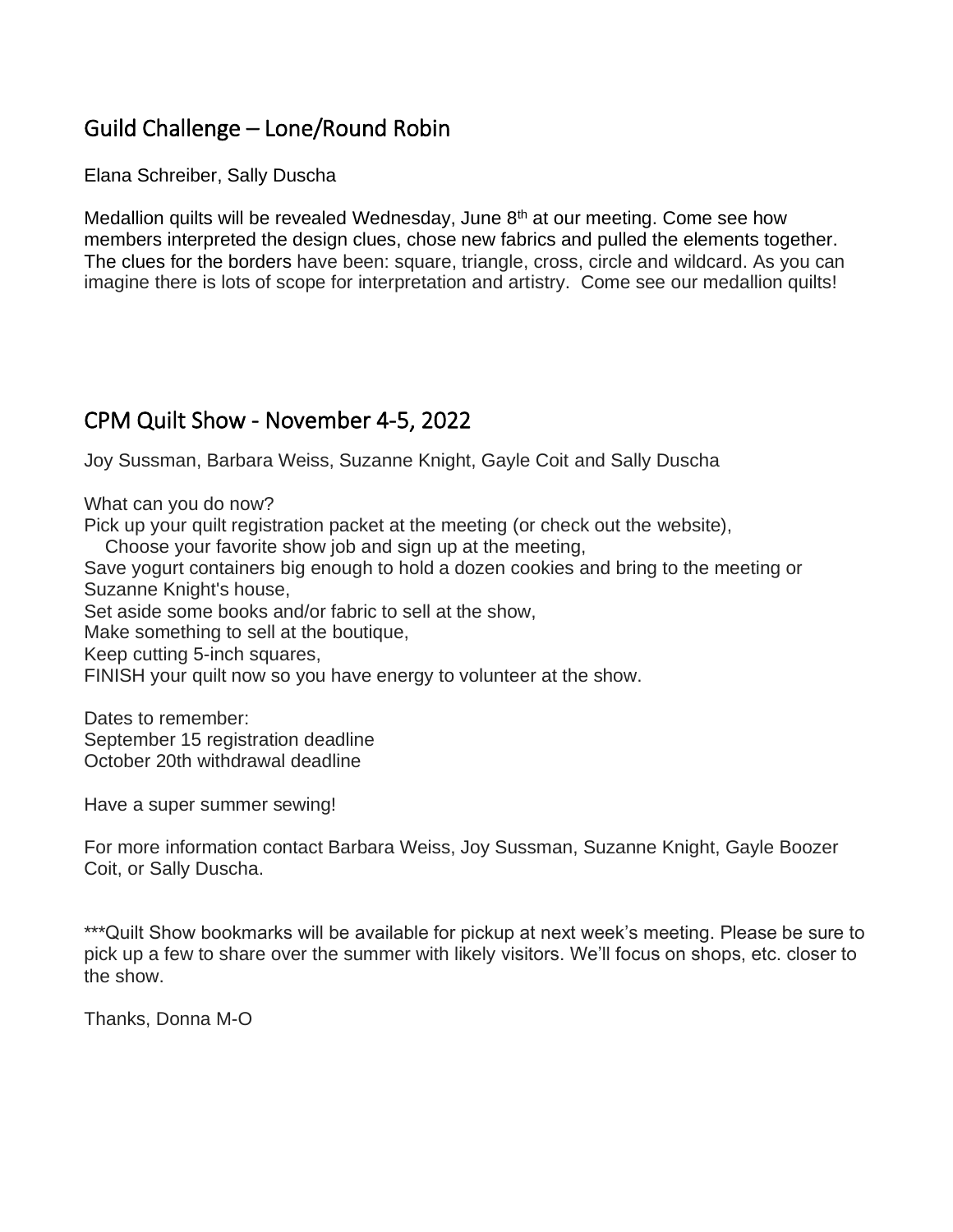## Guild Challenge – Lone/Round Robin

Elana Schreiber, Sally Duscha

Medallion quilts will be revealed Wednesday, June 8th at our meeting. Come see how members interpreted the design clues, chose new fabrics and pulled the elements together. The clues for the borders have been: square, triangle, cross, circle and wildcard. As you can imagine there is lots of scope for interpretation and artistry. Come see our medallion quilts!

## CPM Quilt Show - November 4-5, 2022

Joy Sussman, Barbara Weiss, Suzanne Knight, Gayle Coit and Sally Duscha

What can you do now?
Pick up your quilt registration packet at the meeting (or check out the website),
Choose your favorite show job and sign up at the meeting,
Save yogurt containers big enough to hold a dozen cookies and bring to the meeting or Suzanne Knight's house,
Set aside some books and/or fabric to sell at the show,
Make something to sell at the boutique,
Keep cutting 5-inch squares,
FINISH your quilt now so you have energy to volunteer at the show.

Dates to remember:
September 15 registration deadline
October 20th withdrawal deadline

Have a super summer sewing!

For more information contact Barbara Weiss, Joy Sussman, Suzanne Knight, Gayle Boozer Coit, or Sally Duscha.

***Quilt Show bookmarks will be available for pickup at next week's meeting. Please be sure to pick up a few to share over the summer with likely visitors. We'll focus on shops, etc. closer to the show.

Thanks, Donna M-O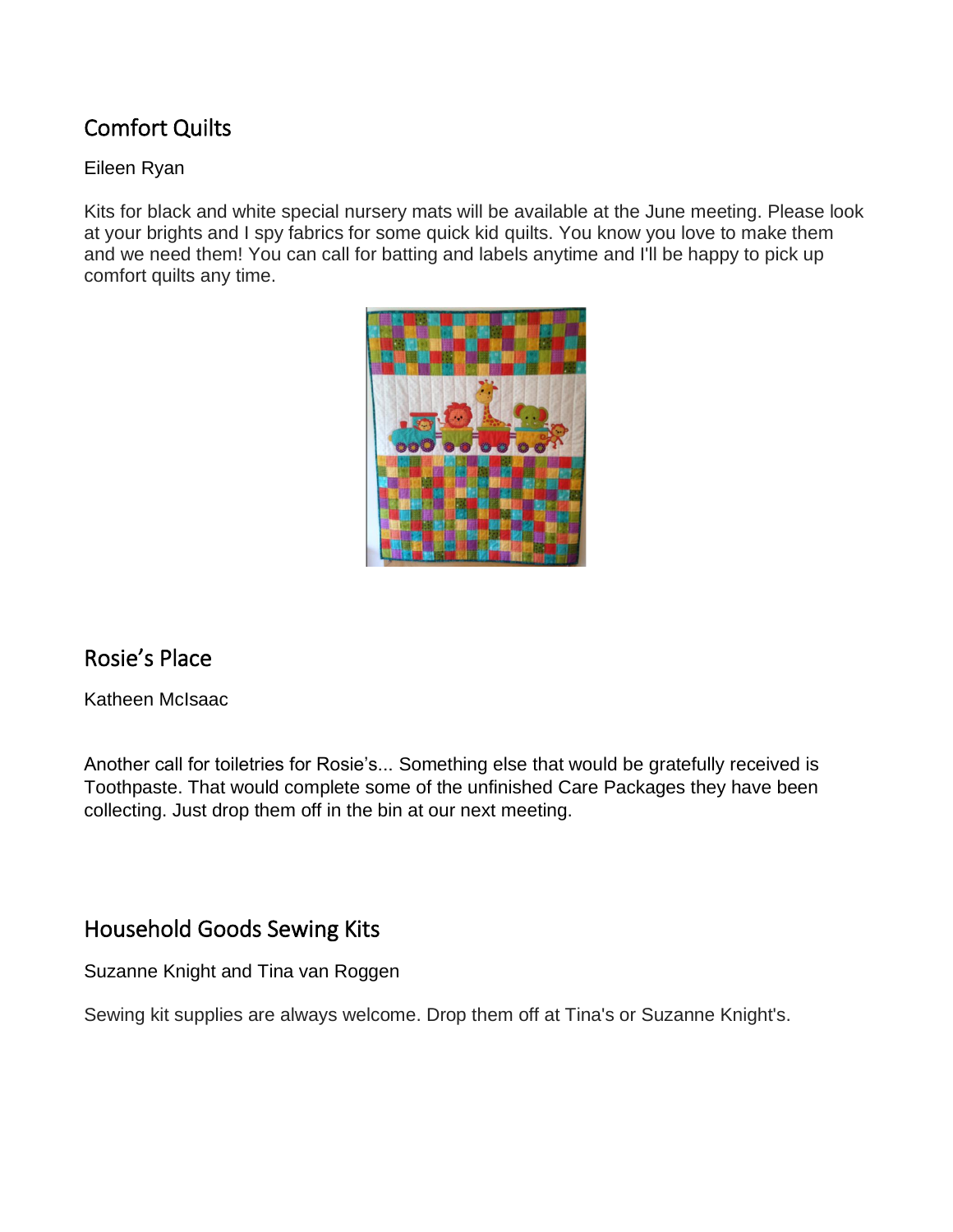## Comfort Quilts

Eileen Ryan

Kits for black and white special nursery mats will be available at the June meeting. Please look at your brights and I spy fabrics for some quick kid quilts. You know you love to make them and we need them! You can call for batting and labels anytime and I'll be happy to pick up comfort quilts any time.

## Rosie's Place

Katheen McIsaac

Another call for toiletries for Rosie's... Something else that would be gratefully received is Toothpaste. That would complete some of the unfinished Care Packages they have been collecting. Just drop them off in the bin at our next meeting.

## Household Goods Sewing Kits

Suzanne Knight and Tina van Roggen

Sewing kit supplies are always welcome. Drop them off at Tina's or Suzanne Knight's.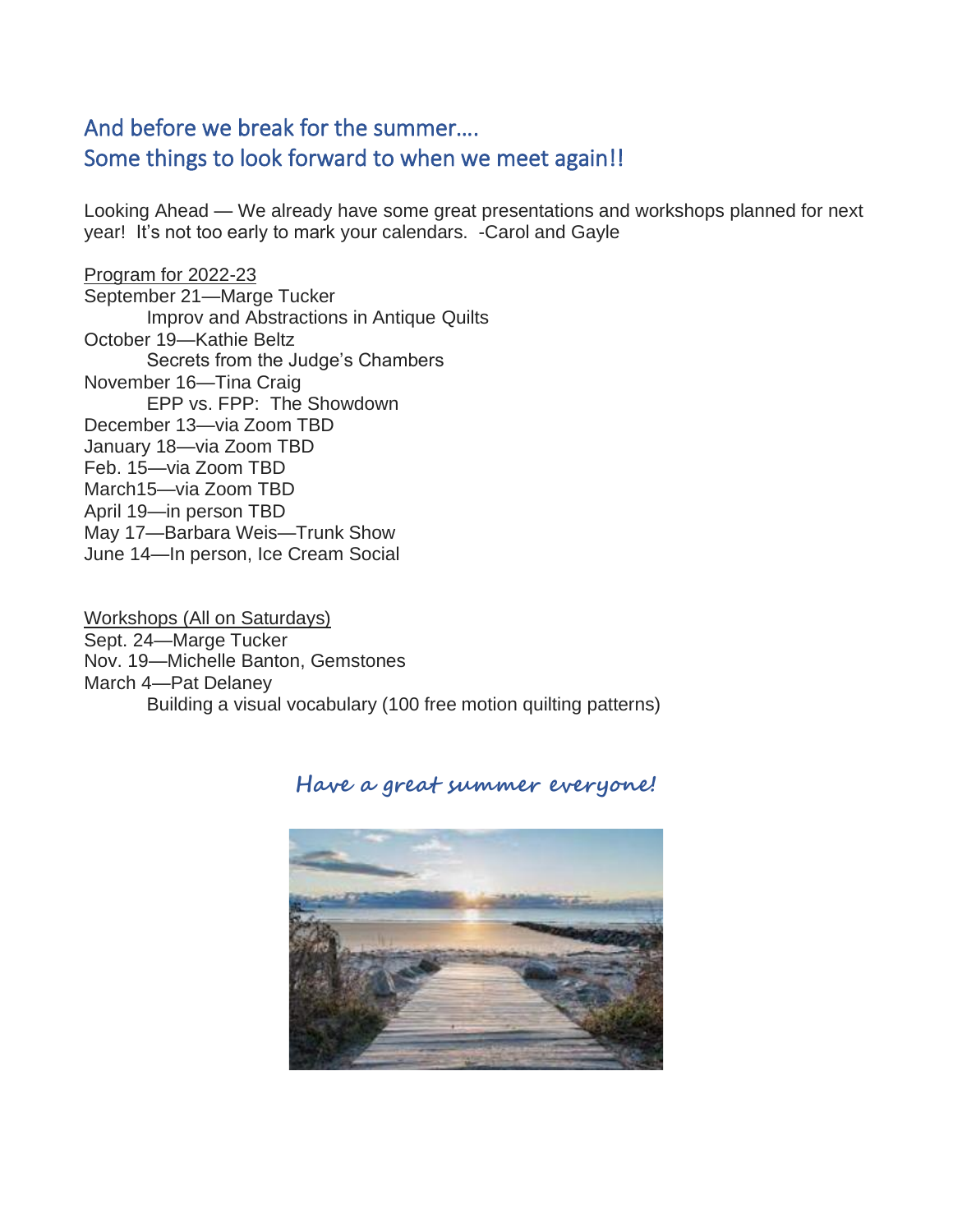## And before we break for the summer….
## Some things to look forward to when we meet again!!

Looking Ahead — We already have some great presentations and workshops planned for next year! It's not too early to mark your calendars. -Carol and Gayle

Program for 2022-23

September 21—Marge Tucker
&nbsp;&nbsp;&nbsp;&nbsp;&nbsp;&nbsp;&nbsp;&nbsp;Improv and Abstractions in Antique Quilts

October 19—Kathie Beltz
&nbsp;&nbsp;&nbsp;&nbsp;&nbsp;&nbsp;&nbsp;&nbsp;Secrets from the Judge's Chambers

November 16—Tina Craig
&nbsp;&nbsp;&nbsp;&nbsp;&nbsp;&nbsp;&nbsp;&nbsp;EPP vs. FPP: The Showdown

December 13—via Zoom TBD

January 18—via Zoom TBD

Feb. 15—via Zoom TBD

March15—via Zoom TBD

April 19—in person TBD

May 17—Barbara Weis—Trunk Show

June 14—In person, Ice Cream Social

Workshops (All on Saturdays)

Sept. 24—Marge Tucker

Nov. 19—Michelle Banton, Gemstones

March 4—Pat Delaney
&nbsp;&nbsp;&nbsp;&nbsp;&nbsp;&nbsp;&nbsp;&nbsp;Building a visual vocabulary (100 free motion quilting patterns)

**Have a great summer everyone!**